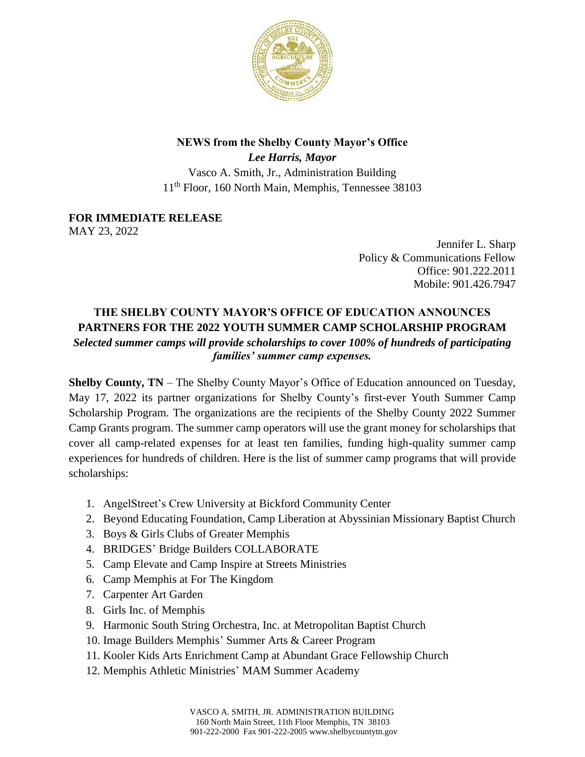**NEWS from the Shelby County Mayor's Office**

***Lee Harris, Mayor***

Vasco A. Smith, Jr., Administration Building

11th Floor, 160 North Main, Memphis, Tennessee 38103

**FOR IMMEDIATE RELEASE**

MAY 23, 2022

Jennifer L. Sharp
Policy & Communications Fellow
Office: 901.222.2011
Mobile: 901.426.7947

## THE SHELBY COUNTY MAYOR'S OFFICE OF EDUCATION ANNOUNCES PARTNERS FOR THE 2022 YOUTH SUMMER CAMP SCHOLARSHIP PROGRAM

***Selected summer camps will provide scholarships to cover 100% of hundreds of participating families' summer camp expenses.***

**Shelby County, TN** – The Shelby County Mayor's Office of Education announced on Tuesday, May 17, 2022 its partner organizations for Shelby County's first-ever Youth Summer Camp Scholarship Program. The organizations are the recipients of the Shelby County 2022 Summer Camp Grants program. The summer camp operators will use the grant money for scholarships that cover all camp-related expenses for at least ten families, funding high-quality summer camp experiences for hundreds of children. Here is the list of summer camp programs that will provide scholarships:

1. AngelStreet's Crew University at Bickford Community Center
2. Beyond Educating Foundation, Camp Liberation at Abyssinian Missionary Baptist Church
3. Boys & Girls Clubs of Greater Memphis
4. BRIDGES' Bridge Builders COLLABORATE
5. Camp Elevate and Camp Inspire at Streets Ministries
6. Camp Memphis at For The Kingdom
7. Carpenter Art Garden
8. Girls Inc. of Memphis
9. Harmonic South String Orchestra, Inc. at Metropolitan Baptist Church
10. Image Builders Memphis' Summer Arts & Career Program
11. Kooler Kids Arts Enrichment Camp at Abundant Grace Fellowship Church
12. Memphis Athletic Ministries' MAM Summer Academy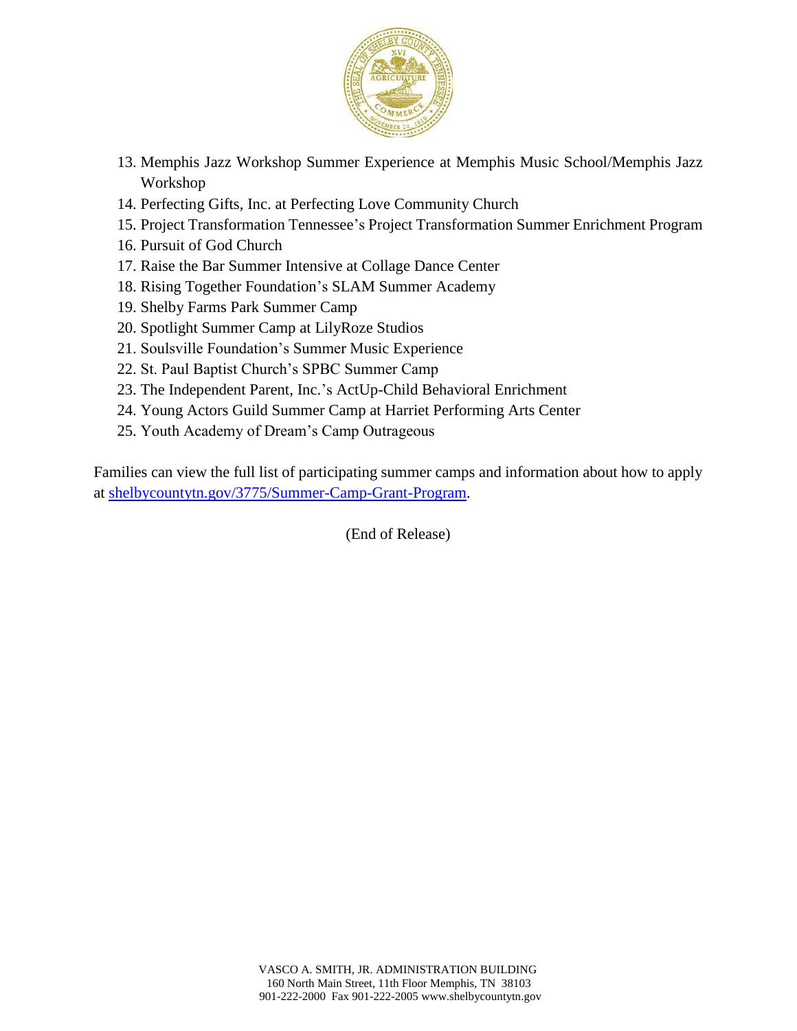13. Memphis Jazz Workshop Summer Experience at Memphis Music School/Memphis Jazz Workshop
14. Perfecting Gifts, Inc. at Perfecting Love Community Church
15. Project Transformation Tennessee's Project Transformation Summer Enrichment Program
16. Pursuit of God Church
17. Raise the Bar Summer Intensive at Collage Dance Center
18. Rising Together Foundation's SLAM Summer Academy
19. Shelby Farms Park Summer Camp
20. Spotlight Summer Camp at LilyRoze Studios
21. Soulsville Foundation's Summer Music Experience
22. St. Paul Baptist Church's SPBC Summer Camp
23. The Independent Parent, Inc.'s ActUp-Child Behavioral Enrichment
24. Young Actors Guild Summer Camp at Harriet Performing Arts Center
25. Youth Academy of Dream's Camp Outrageous

Families can view the full list of participating summer camps and information about how to apply at [shelbycountytn.gov/3775/Summer-Camp-Grant-Program](https://shelbycountytn.gov/3775/Summer-Camp-Grant-Program).

(End of Release)

VASCO A. SMITH, JR. ADMINISTRATION BUILDING
160 North Main Street, 11th Floor Memphis, TN 38103
901-222-2000 Fax 901-222-2005 www.shelbycountytn.gov